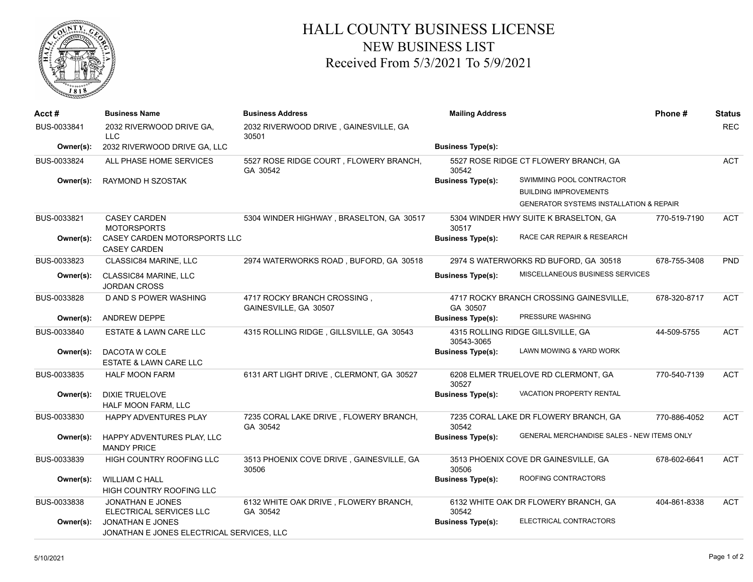# HALL COUNTY BUSINESS LICENSE

## NEW BUSINESS LIST

### Received From 5/3/2021 To 5/9/2021

| Acct # | Business Name | Business Address | Mailing Address | Business Type(s) | Phone # | Status |
|---|---|---|---|---|---|---|
| BUS-0033841 | 2032 RIVERWOOD DRIVE GA, LLC<br>**Owner(s):** 2032 RIVERWOOD DRIVE GA, LLC | 2032 RIVERWOOD DRIVE , GAINESVILLE, GA 30501 | | | | REC |
| BUS-0033824 | ALL PHASE HOME SERVICES<br>**Owner(s):** RAYMOND H SZOSTAK | 5527 ROSE RIDGE COURT , FLOWERY BRANCH, GA 30542 | 5527 ROSE RIDGE CT FLOWERY BRANCH, GA 30542 | SWIMMING POOL CONTRACTOR<br>BUILDING IMPROVEMENTS<br>GENERATOR SYSTEMS INSTALLATION & REPAIR | | ACT |
| BUS-0033821 | CASEY CARDEN MOTORSPORTS<br>**Owner(s):** CASEY CARDEN MOTORSPORTS LLC<br>CASEY CARDEN | 5304 WINDER HIGHWAY , BRASELTON, GA 30517 | 5304 WINDER HWY SUITE K BRASELTON, GA 30517 | RACE CAR REPAIR & RESEARCH | 770-519-7190 | ACT |
| BUS-0033823 | CLASSIC84 MARINE, LLC<br>**Owner(s):** CLASSIC84 MARINE, LLC<br>JORDAN CROSS | 2974 WATERWORKS ROAD , BUFORD, GA 30518 | 2974 S WATERWORKS RD BUFORD, GA 30518 | MISCELLANEOUS BUSINESS SERVICES | 678-755-3408 | PND |
| BUS-0033828 | D AND S POWER WASHING<br>**Owner(s):** ANDREW DEPPE | 4717 ROCKY BRANCH CROSSING , GAINESVILLE, GA 30507 | 4717 ROCKY BRANCH CROSSING GAINESVILLE, GA 30507 | PRESSURE WASHING | 678-320-8717 | ACT |
| BUS-0033840 | ESTATE & LAWN CARE LLC<br>**Owner(s):** DACOTA W COLE<br>ESTATE & LAWN CARE LLC | 4315 ROLLING RIDGE , GILLSVILLE, GA 30543 | 4315 ROLLING RIDGE GILLSVILLE, GA 30543-3065 | LAWN MOWING & YARD WORK | 44-509-5755 | ACT |
| BUS-0033835 | HALF MOON FARM<br>**Owner(s):** DIXIE TRUELOVE<br>HALF MOON FARM, LLC | 6131 ART LIGHT DRIVE , CLERMONT, GA 30527 | 6208 ELMER TRUELOVE RD CLERMONT, GA 30527 | VACATION PROPERTY RENTAL | 770-540-7139 | ACT |
| BUS-0033830 | HAPPY ADVENTURES PLAY<br>**Owner(s):** HAPPY ADVENTURES PLAY, LLC<br>MANDY PRICE | 7235 CORAL LAKE DRIVE , FLOWERY BRANCH, GA 30542 | 7235 CORAL LAKE DR FLOWERY BRANCH, GA 30542 | GENERAL MERCHANDISE SALES - NEW ITEMS ONLY | 770-886-4052 | ACT |
| BUS-0033839 | HIGH COUNTRY ROOFING LLC<br>**Owner(s):** WILLIAM C HALL<br>HIGH COUNTRY ROOFING LLC | 3513 PHOENIX COVE DRIVE , GAINESVILLE, GA 30506 | 3513 PHOENIX COVE DR GAINESVILLE, GA 30506 | ROOFING CONTRACTORS | 678-602-6641 | ACT |
| BUS-0033838 | JONATHAN E JONES ELECTRICAL SERVICES LLC<br>**Owner(s):** JONATHAN E JONES<br>JONATHAN E JONES ELECTRICAL SERVICES, LLC | 6132 WHITE OAK DRIVE , FLOWERY BRANCH, GA 30542 | 6132 WHITE OAK DR FLOWERY BRANCH, GA 30542 | ELECTRICAL CONTRACTORS | 404-861-8338 | ACT |

5/10/2021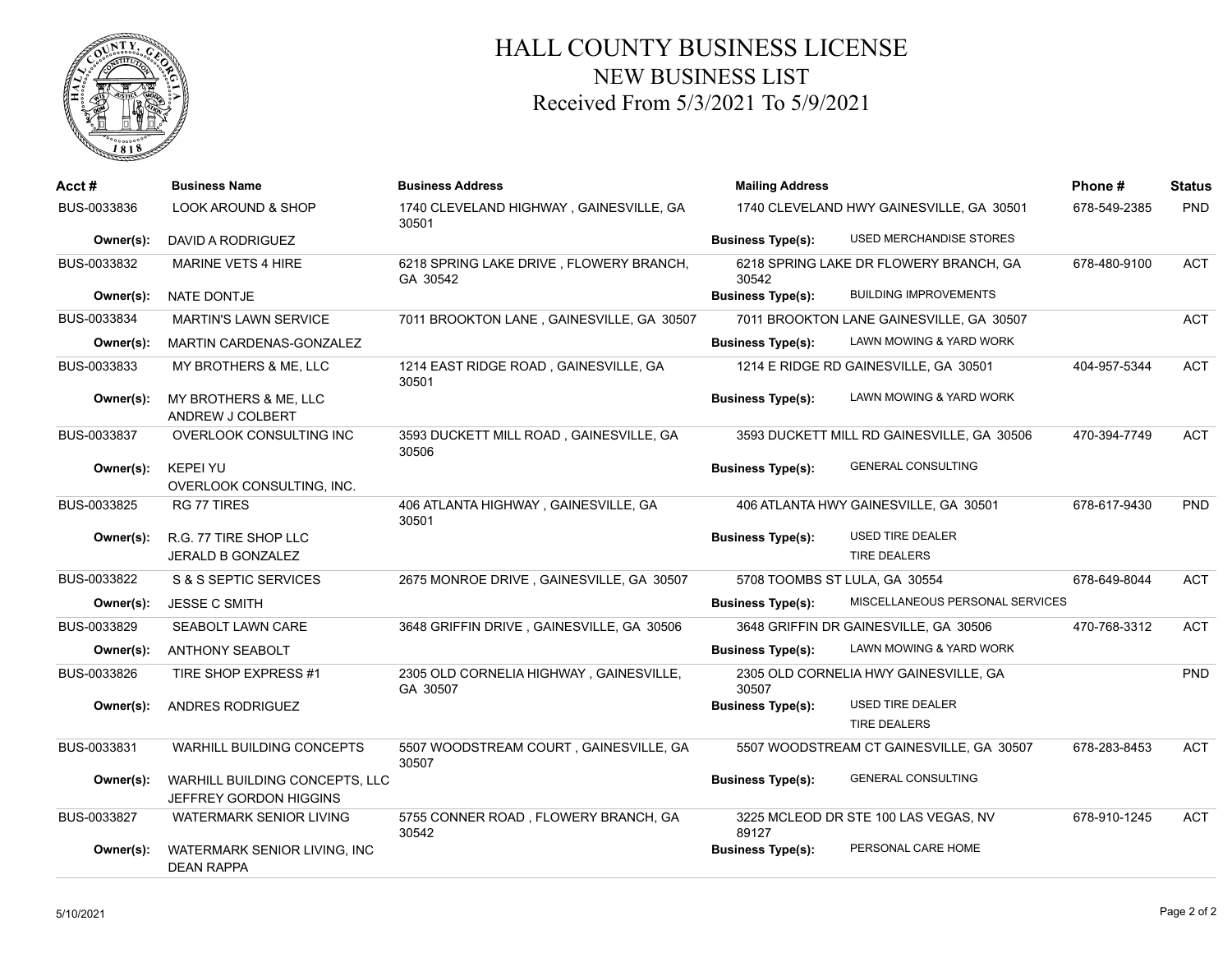# HALL COUNTY BUSINESS LICENSE
## NEW BUSINESS LIST
### Received From 5/3/2021 To 5/9/2021

| Acct # | Business Name | Business Address | Mailing Address | | Phone # | Status |
|---|---|---|---|---|---|---|
| BUS-0033836 | LOOK AROUND & SHOP | 1740 CLEVELAND HIGHWAY , GAINESVILLE, GA 30501 | 1740 CLEVELAND HWY GAINESVILLE, GA 30501 | | 678-549-2385 | PND |
| **Owner(s):** | DAVID A RODRIGUEZ | | **Business Type(s):** | USED MERCHANDISE STORES | | |
| BUS-0033832 | MARINE VETS 4 HIRE | 6218 SPRING LAKE DRIVE , FLOWERY BRANCH, GA 30542 | 6218 SPRING LAKE DR FLOWERY BRANCH, GA 30542 | | 678-480-9100 | ACT |
| **Owner(s):** | NATE DONTJE | | **Business Type(s):** | BUILDING IMPROVEMENTS | | |
| BUS-0033834 | MARTIN'S LAWN SERVICE | 7011 BROOKTON LANE , GAINESVILLE, GA 30507 | 7011 BROOKTON LANE GAINESVILLE, GA 30507 | | | ACT |
| **Owner(s):** | MARTIN CARDENAS-GONZALEZ | | **Business Type(s):** | LAWN MOWING & YARD WORK | | |
| BUS-0033833 | MY BROTHERS & ME, LLC | 1214 EAST RIDGE ROAD , GAINESVILLE, GA 30501 | 1214 E RIDGE RD GAINESVILLE, GA 30501 | | 404-957-5344 | ACT |
| **Owner(s):** | MY BROTHERS & ME, LLC<br>ANDREW J COLBERT | | **Business Type(s):** | LAWN MOWING & YARD WORK | | |
| BUS-0033837 | OVERLOOK CONSULTING INC | 3593 DUCKETT MILL ROAD , GAINESVILLE, GA 30506 | 3593 DUCKETT MILL RD GAINESVILLE, GA 30506 | | 470-394-7749 | ACT |
| **Owner(s):** | KEPEI YU<br>OVERLOOK CONSULTING, INC. | | **Business Type(s):** | GENERAL CONSULTING | | |
| BUS-0033825 | RG 77 TIRES | 406 ATLANTA HIGHWAY , GAINESVILLE, GA 30501 | 406 ATLANTA HWY GAINESVILLE, GA 30501 | | 678-617-9430 | PND |
| **Owner(s):** | R.G. 77 TIRE SHOP LLC<br>JERALD B GONZALEZ | | **Business Type(s):** | USED TIRE DEALER<br>TIRE DEALERS | | |
| BUS-0033822 | S & S SEPTIC SERVICES | 2675 MONROE DRIVE , GAINESVILLE, GA 30507 | 5708 TOOMBS ST LULA, GA 30554 | | 678-649-8044 | ACT |
| **Owner(s):** | JESSE C SMITH | | **Business Type(s):** | MISCELLANEOUS PERSONAL SERVICES | | |
| BUS-0033829 | SEABOLT LAWN CARE | 3648 GRIFFIN DRIVE , GAINESVILLE, GA 30506 | 3648 GRIFFIN DR GAINESVILLE, GA 30506 | | 470-768-3312 | ACT |
| **Owner(s):** | ANTHONY SEABOLT | | **Business Type(s):** | LAWN MOWING & YARD WORK | | |
| BUS-0033826 | TIRE SHOP EXPRESS #1 | 2305 OLD CORNELIA HIGHWAY , GAINESVILLE, GA 30507 | 2305 OLD CORNELIA HWY GAINESVILLE, GA 30507 | | | PND |
| **Owner(s):** | ANDRES RODRIGUEZ | | **Business Type(s):** | USED TIRE DEALER<br>TIRE DEALERS | | |
| BUS-0033831 | WARHILL BUILDING CONCEPTS | 5507 WOODSTREAM COURT , GAINESVILLE, GA 30507 | 5507 WOODSTREAM CT GAINESVILLE, GA 30507 | | 678-283-8453 | ACT |
| **Owner(s):** | WARHILL BUILDING CONCEPTS, LLC<br>JEFFREY GORDON HIGGINS | | **Business Type(s):** | GENERAL CONSULTING | | |
| BUS-0033827 | WATERMARK SENIOR LIVING | 5755 CONNER ROAD , FLOWERY BRANCH, GA 30542 | 3225 MCLEOD DR STE 100 LAS VEGAS, NV 89127 | | 678-910-1245 | ACT |
| **Owner(s):** | WATERMARK SENIOR LIVING, INC<br>DEAN RAPPA | | **Business Type(s):** | PERSONAL CARE HOME | | |

5/10/2021